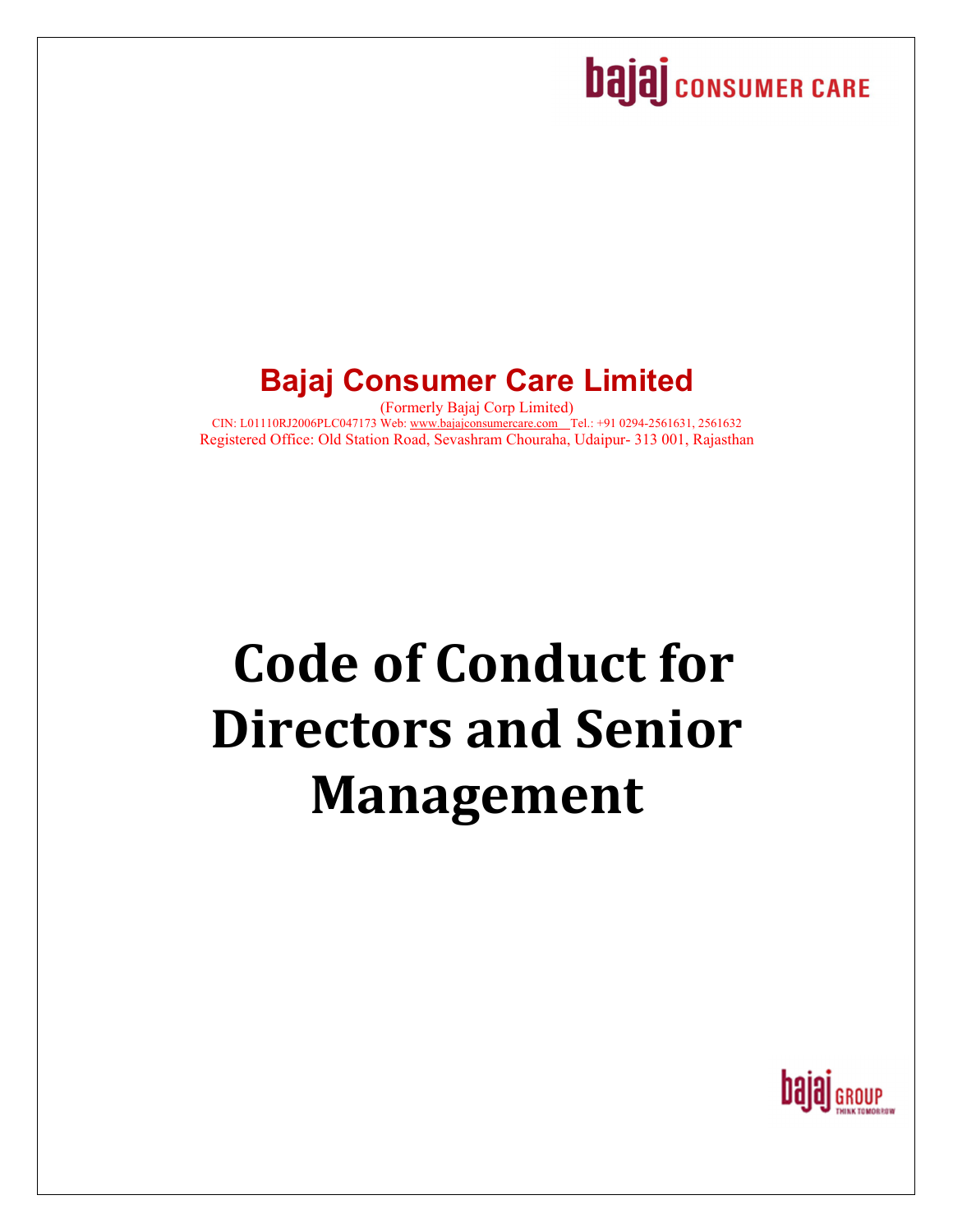bajaj CONSUMER CARE

# Bajaj Consumer Care Limited

(Formerly Bajaj Corp Limited)

CIN: L01110RJ2006PLC047173 Web: www.bajajconsumercare.com Tel.: +91 0294-2561631, 2561632

Registered Office: Old Station Road, Sevashram Chouraha, Udaipur- 313 001, Rajasthan

# Code of Conduct for Directors and Senior Management

bajaj GROUP THINK TOMORROW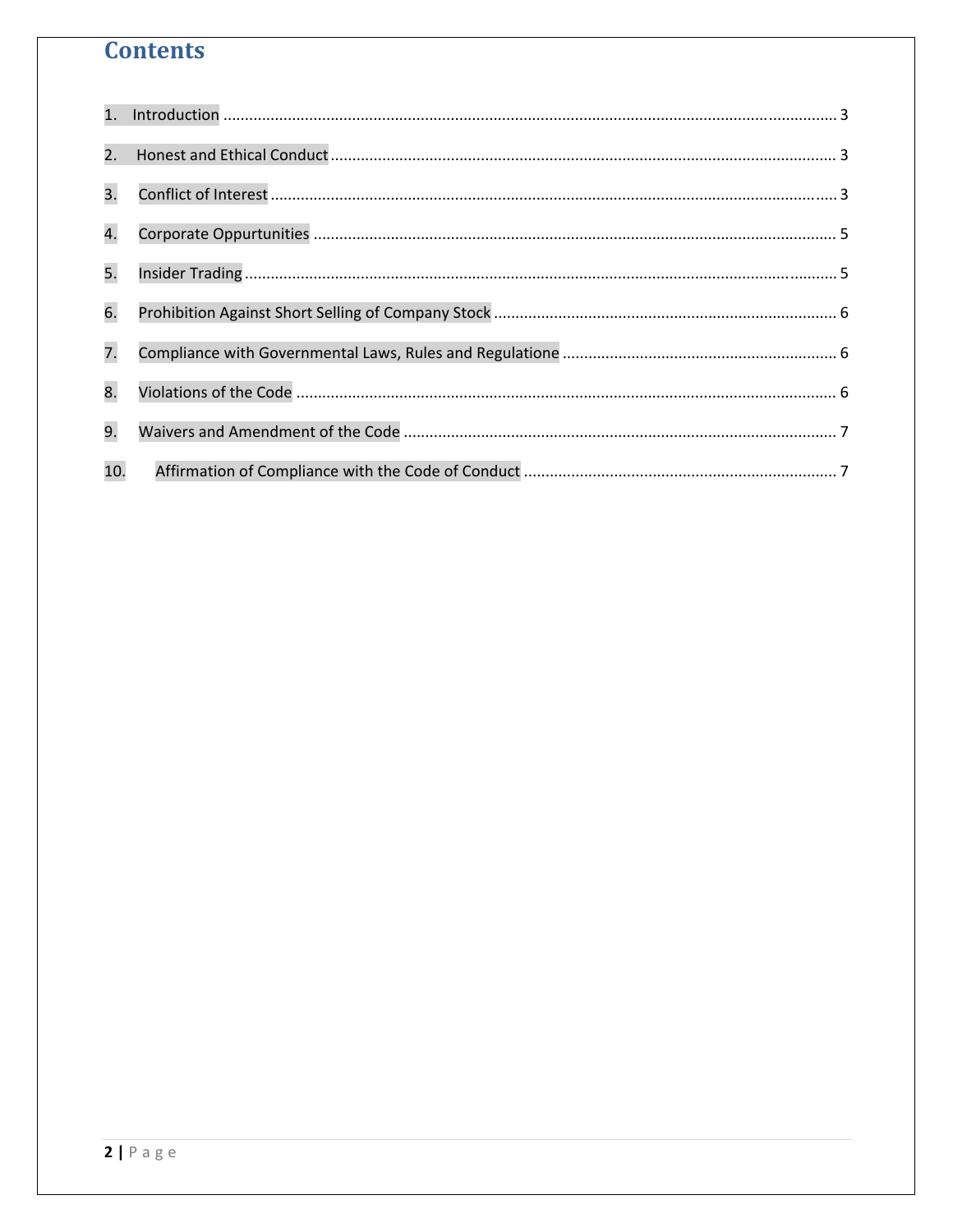# Contents

1. Introduction ........................................................................................................................ 3
2. Honest and Ethical Conduct ................................................................................................ 3
3. Conflict of Interest ............................................................................................................. 3
4. Corporate Oppurtunities .................................................................................................... 5
5. Insider Trading .................................................................................................................... 5
6. Prohibition Against Short Selling of Company Stock .......................................................... 6
7. Compliance with Governmental Laws, Rules and Regulatione ........................................... 6
8. Violations of the Code ........................................................................................................ 6
9. Waivers and Amendment of the Code ................................................................................ 7
10. Affirmation of Compliance with the Code of Conduct ...................................................... 7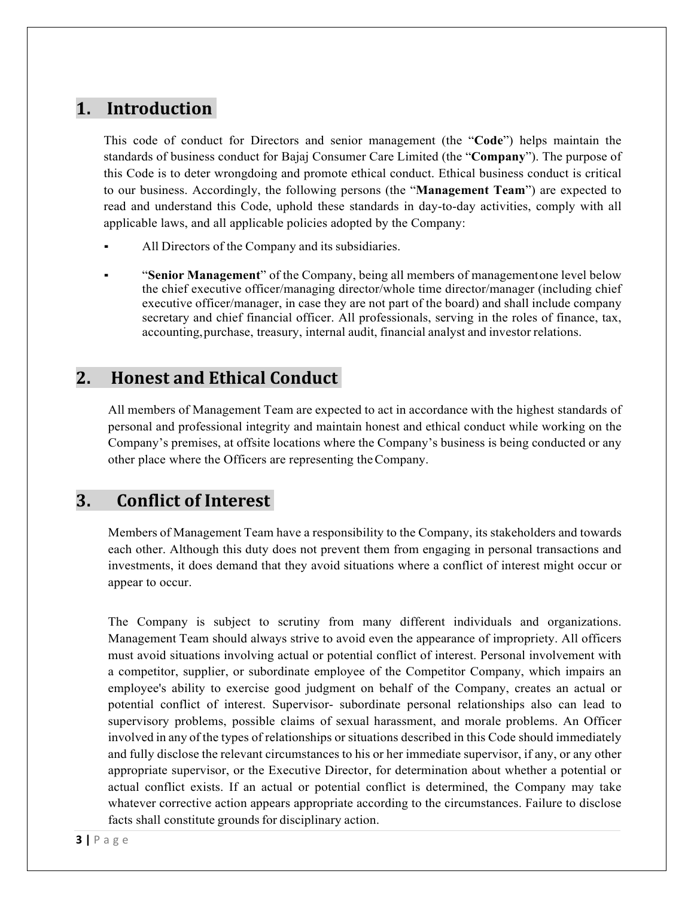## 1. Introduction

This code of conduct for Directors and senior management (the "**Code**") helps maintain the standards of business conduct for Bajaj Consumer Care Limited (the "**Company**"). The purpose of this Code is to deter wrongdoing and promote ethical conduct. Ethical business conduct is critical to our business. Accordingly, the following persons (the "**Management Team**") are expected to read and understand this Code, uphold these standards in day-to-day activities, comply with all applicable laws, and all applicable policies adopted by the Company:

- All Directors of the Company and its subsidiaries.
- "**Senior Management**" of the Company, being all members of management one level below the chief executive officer/managing director/whole time director/manager (including chief executive officer/manager, in case they are not part of the board) and shall include company secretary and chief financial officer. All professionals, serving in the roles of finance, tax, accounting, purchase, treasury, internal audit, financial analyst and investor relations.

## 2. Honest and Ethical Conduct

All members of Management Team are expected to act in accordance with the highest standards of personal and professional integrity and maintain honest and ethical conduct while working on the Company's premises, at offsite locations where the Company's business is being conducted or any other place where the Officers are representing the Company.

## 3. Conflict of Interest

Members of Management Team have a responsibility to the Company, its stakeholders and towards each other. Although this duty does not prevent them from engaging in personal transactions and investments, it does demand that they avoid situations where a conflict of interest might occur or appear to occur.

The Company is subject to scrutiny from many different individuals and organizations. Management Team should always strive to avoid even the appearance of impropriety. All officers must avoid situations involving actual or potential conflict of interest. Personal involvement with a competitor, supplier, or subordinate employee of the Competitor Company, which impairs an employee's ability to exercise good judgment on behalf of the Company, creates an actual or potential conflict of interest. Supervisor- subordinate personal relationships also can lead to supervisory problems, possible claims of sexual harassment, and morale problems. An Officer involved in any of the types of relationships or situations described in this Code should immediately and fully disclose the relevant circumstances to his or her immediate supervisor, if any, or any other appropriate supervisor, or the Executive Director, for determination about whether a potential or actual conflict exists. If an actual or potential conflict is determined, the Company may take whatever corrective action appears appropriate according to the circumstances. Failure to disclose facts shall constitute grounds for disciplinary action.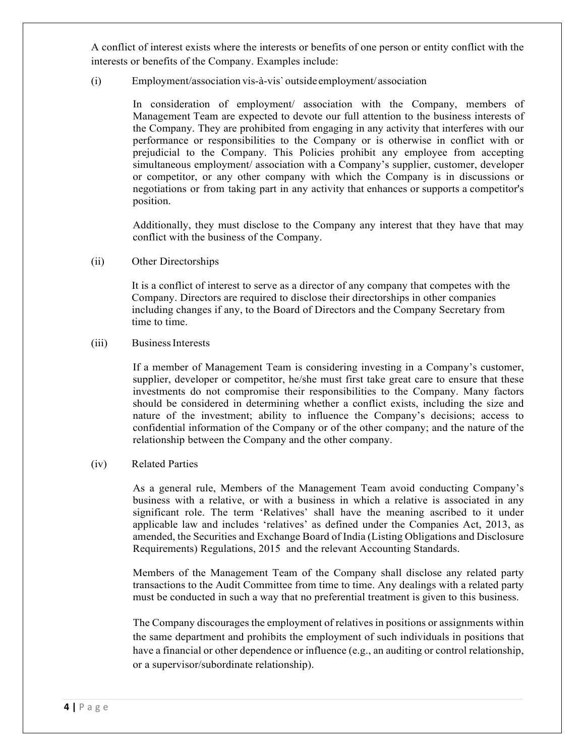A conflict of interest exists where the interests or benefits of one person or entity conflict with the interests or benefits of the Company. Examples include:

(i) Employment/association vis-à-vis` outside employment/ association

In consideration of employment/ association with the Company, members of Management Team are expected to devote our full attention to the business interests of the Company. They are prohibited from engaging in any activity that interferes with our performance or responsibilities to the Company or is otherwise in conflict with or prejudicial to the Company. This Policies prohibit any employee from accepting simultaneous employment/ association with a Company's supplier, customer, developer or competitor, or any other company with which the Company is in discussions or negotiations or from taking part in any activity that enhances or supports a competitor's position.

Additionally, they must disclose to the Company any interest that they have that may conflict with the business of the Company.

(ii) Other Directorships

It is a conflict of interest to serve as a director of any company that competes with the Company. Directors are required to disclose their directorships in other companies including changes if any, to the Board of Directors and the Company Secretary from time to time.

(iii) Business Interests

If a member of Management Team is considering investing in a Company's customer, supplier, developer or competitor, he/she must first take great care to ensure that these investments do not compromise their responsibilities to the Company. Many factors should be considered in determining whether a conflict exists, including the size and nature of the investment; ability to influence the Company's decisions; access to confidential information of the Company or of the other company; and the nature of the relationship between the Company and the other company.

(iv) Related Parties

As a general rule, Members of the Management Team avoid conducting Company's business with a relative, or with a business in which a relative is associated in any significant role. The term 'Relatives' shall have the meaning ascribed to it under applicable law and includes 'relatives' as defined under the Companies Act, 2013, as amended, the Securities and Exchange Board of India (Listing Obligations and Disclosure Requirements) Regulations, 2015 and the relevant Accounting Standards.

Members of the Management Team of the Company shall disclose any related party transactions to the Audit Committee from time to time. Any dealings with a related party must be conducted in such a way that no preferential treatment is given to this business.

The Company discourages the employment of relatives in positions or assignments within the same department and prohibits the employment of such individuals in positions that have a financial or other dependence or influence (e.g., an auditing or control relationship, or a supervisor/subordinate relationship).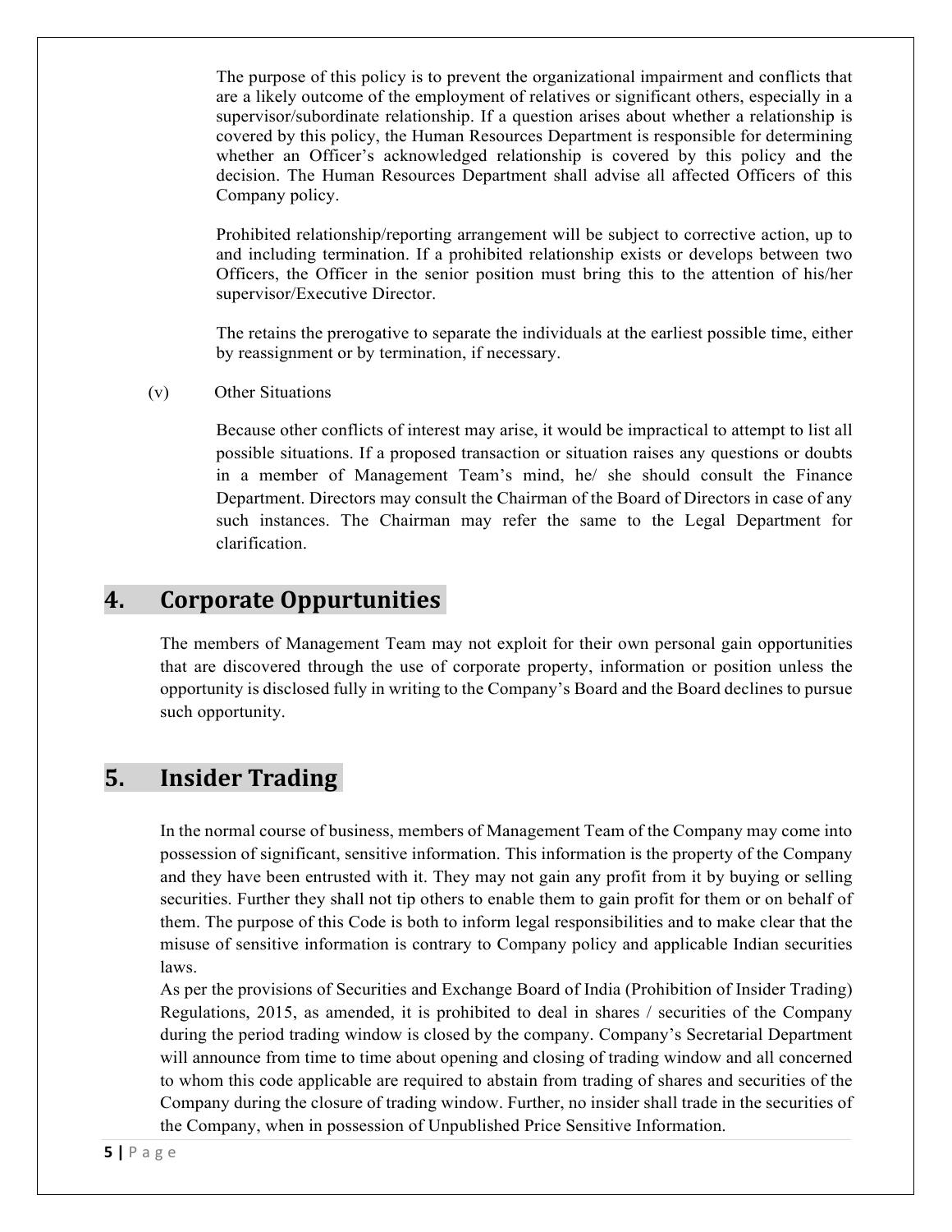The purpose of this policy is to prevent the organizational impairment and conflicts that are a likely outcome of the employment of relatives or significant others, especially in a supervisor/subordinate relationship. If a question arises about whether a relationship is covered by this policy, the Human Resources Department is responsible for determining whether an Officer's acknowledged relationship is covered by this policy and the decision. The Human Resources Department shall advise all affected Officers of this Company policy.

Prohibited relationship/reporting arrangement will be subject to corrective action, up to and including termination. If a prohibited relationship exists or develops between two Officers, the Officer in the senior position must bring this to the attention of his/her supervisor/Executive Director.

The retains the prerogative to separate the individuals at the earliest possible time, either by reassignment or by termination, if necessary.

(v) Other Situations

Because other conflicts of interest may arise, it would be impractical to attempt to list all possible situations. If a proposed transaction or situation raises any questions or doubts in a member of Management Team's mind, he/ she should consult the Finance Department. Directors may consult the Chairman of the Board of Directors in case of any such instances. The Chairman may refer the same to the Legal Department for clarification.

## 4. Corporate Oppurtunities

The members of Management Team may not exploit for their own personal gain opportunities that are discovered through the use of corporate property, information or position unless the opportunity is disclosed fully in writing to the Company's Board and the Board declines to pursue such opportunity.

## 5. Insider Trading

In the normal course of business, members of Management Team of the Company may come into possession of significant, sensitive information. This information is the property of the Company and they have been entrusted with it. They may not gain any profit from it by buying or selling securities. Further they shall not tip others to enable them to gain profit for them or on behalf of them. The purpose of this Code is both to inform legal responsibilities and to make clear that the misuse of sensitive information is contrary to Company policy and applicable Indian securities laws.
As per the provisions of Securities and Exchange Board of India (Prohibition of Insider Trading) Regulations, 2015, as amended, it is prohibited to deal in shares / securities of the Company during the period trading window is closed by the company. Company's Secretarial Department will announce from time to time about opening and closing of trading window and all concerned to whom this code applicable are required to abstain from trading of shares and securities of the Company during the closure of trading window. Further, no insider shall trade in the securities of the Company, when in possession of Unpublished Price Sensitive Information.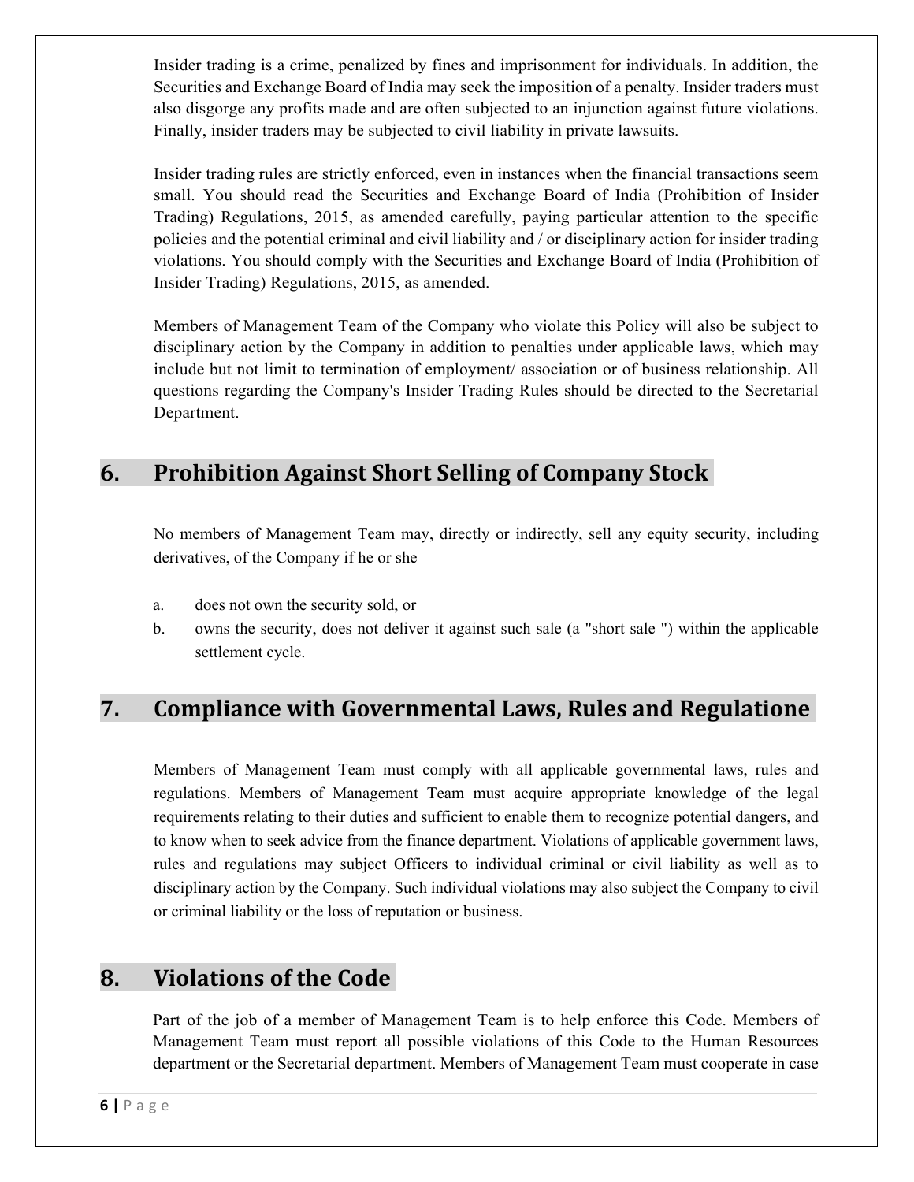Insider trading is a crime, penalized by fines and imprisonment for individuals. In addition, the Securities and Exchange Board of India may seek the imposition of a penalty. Insider traders must also disgorge any profits made and are often subjected to an injunction against future violations. Finally, insider traders may be subjected to civil liability in private lawsuits.

Insider trading rules are strictly enforced, even in instances when the financial transactions seem small. You should read the Securities and Exchange Board of India (Prohibition of Insider Trading) Regulations, 2015, as amended carefully, paying particular attention to the specific policies and the potential criminal and civil liability and / or disciplinary action for insider trading violations. You should comply with the Securities and Exchange Board of India (Prohibition of Insider Trading) Regulations, 2015, as amended.

Members of Management Team of the Company who violate this Policy will also be subject to disciplinary action by the Company in addition to penalties under applicable laws, which may include but not limit to termination of employment/ association or of business relationship. All questions regarding the Company's Insider Trading Rules should be directed to the Secretarial Department.

## 6. Prohibition Against Short Selling of Company Stock

No members of Management Team may, directly or indirectly, sell any equity security, including derivatives, of the Company if he or she

a. does not own the security sold, or
b. owns the security, does not deliver it against such sale (a "short sale ") within the applicable settlement cycle.

## 7. Compliance with Governmental Laws, Rules and Regulatione

Members of Management Team must comply with all applicable governmental laws, rules and regulations. Members of Management Team must acquire appropriate knowledge of the legal requirements relating to their duties and sufficient to enable them to recognize potential dangers, and to know when to seek advice from the finance department. Violations of applicable government laws, rules and regulations may subject Officers to individual criminal or civil liability as well as to disciplinary action by the Company. Such individual violations may also subject the Company to civil or criminal liability or the loss of reputation or business.

## 8. Violations of the Code

Part of the job of a member of Management Team is to help enforce this Code. Members of Management Team must report all possible violations of this Code to the Human Resources department or the Secretarial department. Members of Management Team must cooperate in case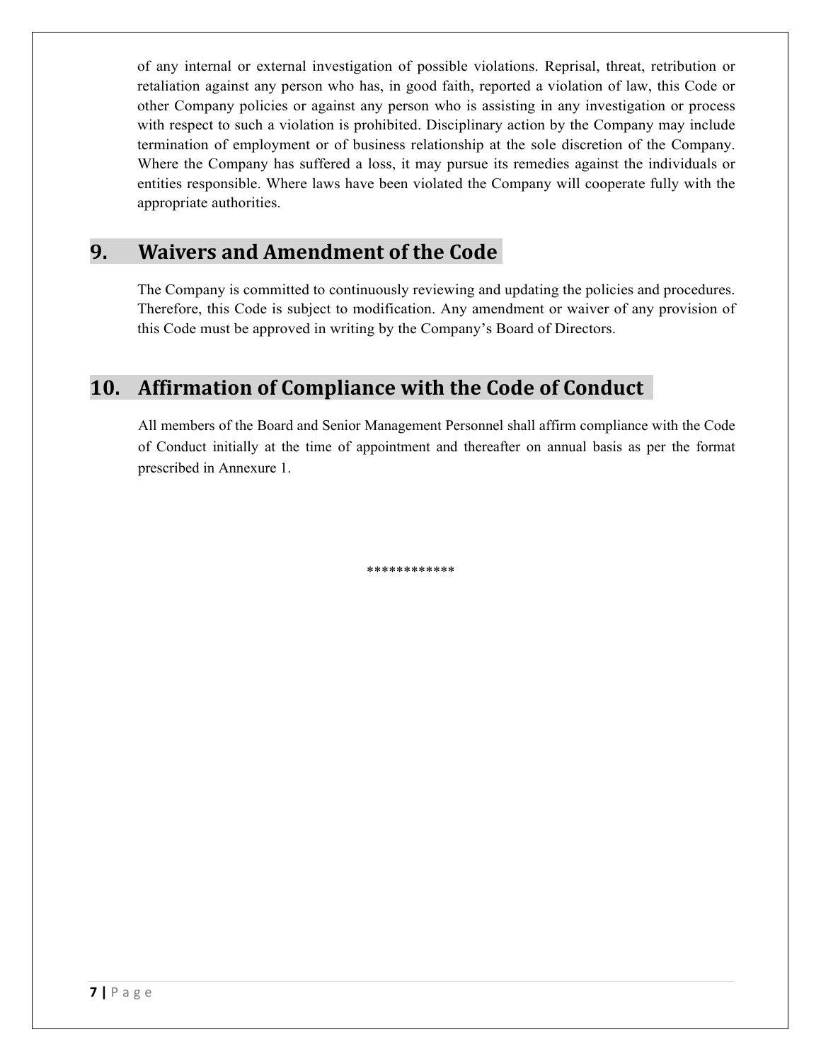of any internal or external investigation of possible violations. Reprisal, threat, retribution or retaliation against any person who has, in good faith, reported a violation of law, this Code or other Company policies or against any person who is assisting in any investigation or process with respect to such a violation is prohibited. Disciplinary action by the Company may include termination of employment or of business relationship at the sole discretion of the Company. Where the Company has suffered a loss, it may pursue its remedies against the individuals or entities responsible. Where laws have been violated the Company will cooperate fully with the appropriate authorities.

## 9. Waivers and Amendment of the Code

The Company is committed to continuously reviewing and updating the policies and procedures. Therefore, this Code is subject to modification. Any amendment or waiver of any provision of this Code must be approved in writing by the Company's Board of Directors.

## 10. Affirmation of Compliance with the Code of Conduct

All members of the Board and Senior Management Personnel shall affirm compliance with the Code of Conduct initially at the time of appointment and thereafter on annual basis as per the format prescribed in Annexure 1.

************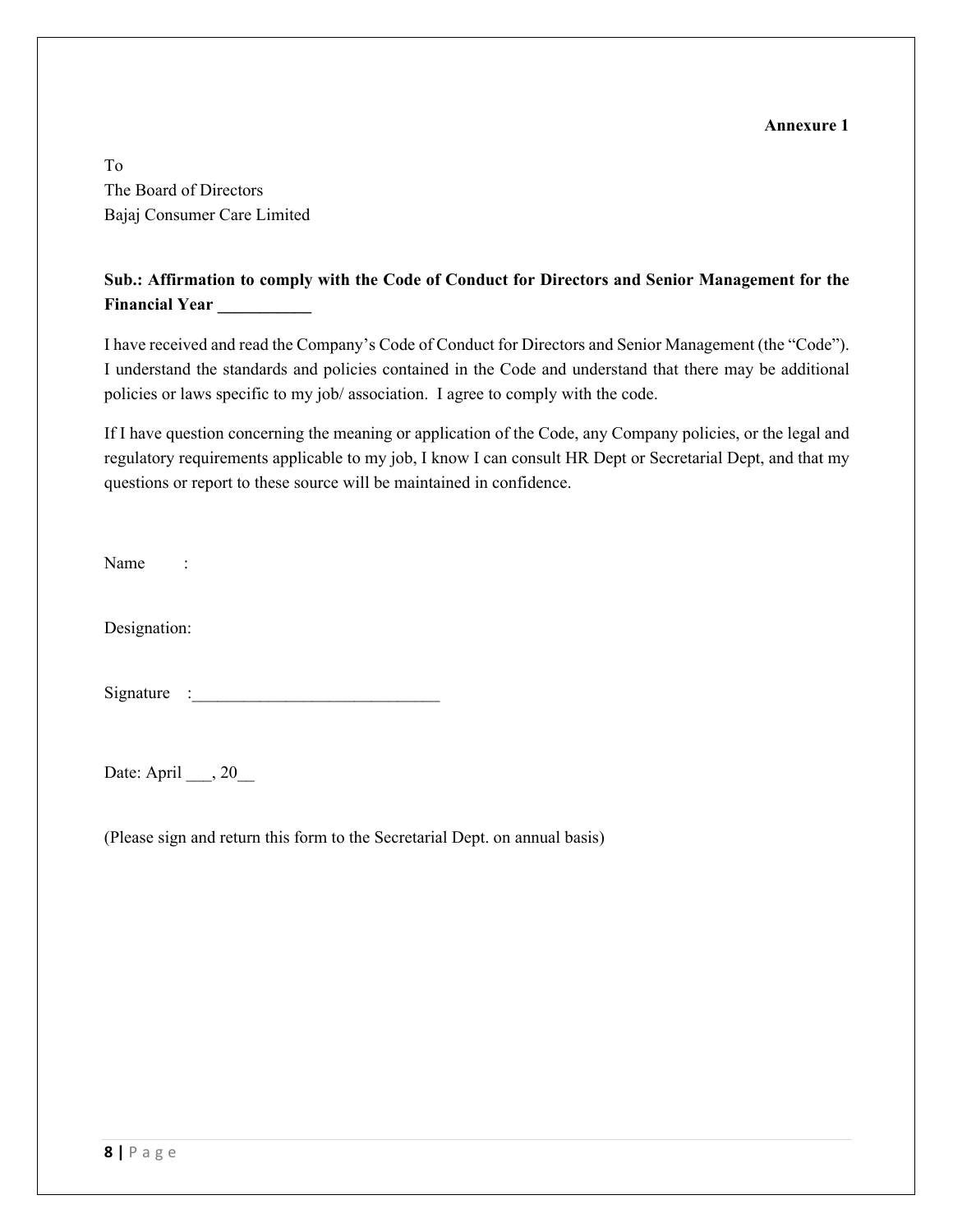**Annexure 1**

To
The Board of Directors
Bajaj Consumer Care Limited

**Sub.: Affirmation to comply with the Code of Conduct for Directors and Senior Management for the Financial Year ___________**

I have received and read the Company's Code of Conduct for Directors and Senior Management (the "Code"). I understand the standards and policies contained in the Code and understand that there may be additional policies or laws specific to my job/ association. I agree to comply with the code.

If I have question concerning the meaning or application of the Code, any Company policies, or the legal and regulatory requirements applicable to my job, I know I can consult HR Dept or Secretarial Dept, and that my questions or report to these source will be maintained in confidence.

Name :

Designation:

Signature :_____________________________

Date: April ___, 20__

(Please sign and return this form to the Secretarial Dept. on annual basis)